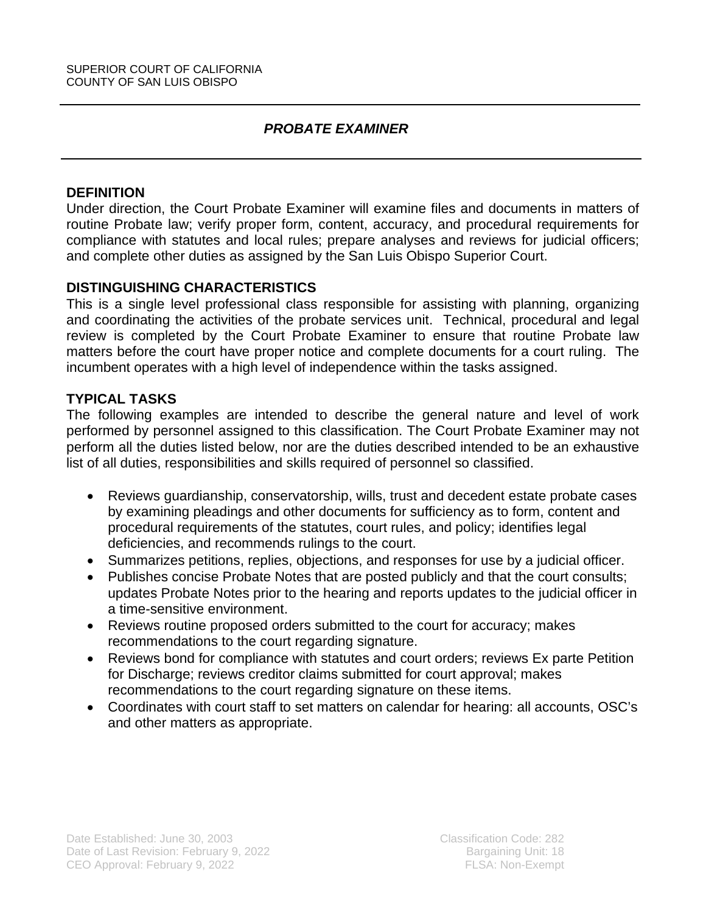SUPERIOR COURT OF CALIFORNIA
COUNTY OF SAN LUIS OBISPO

# *PROBATE EXAMINER*

## DEFINITION

Under direction, the Court Probate Examiner will examine files and documents in matters of routine Probate law; verify proper form, content, accuracy, and procedural requirements for compliance with statutes and local rules; prepare analyses and reviews for judicial officers; and complete other duties as assigned by the San Luis Obispo Superior Court.

## DISTINGUISHING CHARACTERISTICS

This is a single level professional class responsible for assisting with planning, organizing and coordinating the activities of the probate services unit. Technical, procedural and legal review is completed by the Court Probate Examiner to ensure that routine Probate law matters before the court have proper notice and complete documents for a court ruling. The incumbent operates with a high level of independence within the tasks assigned.

## TYPICAL TASKS

The following examples are intended to describe the general nature and level of work performed by personnel assigned to this classification. The Court Probate Examiner may not perform all the duties listed below, nor are the duties described intended to be an exhaustive list of all duties, responsibilities and skills required of personnel so classified.

- Reviews guardianship, conservatorship, wills, trust and decedent estate probate cases by examining pleadings and other documents for sufficiency as to form, content and procedural requirements of the statutes, court rules, and policy; identifies legal deficiencies, and recommends rulings to the court.
- Summarizes petitions, replies, objections, and responses for use by a judicial officer.
- Publishes concise Probate Notes that are posted publicly and that the court consults; updates Probate Notes prior to the hearing and reports updates to the judicial officer in a time-sensitive environment.
- Reviews routine proposed orders submitted to the court for accuracy; makes recommendations to the court regarding signature.
- Reviews bond for compliance with statutes and court orders; reviews Ex parte Petition for Discharge; reviews creditor claims submitted for court approval; makes recommendations to the court regarding signature on these items.
- Coordinates with court staff to set matters on calendar for hearing: all accounts, OSC's and other matters as appropriate.

Date Established: June 30, 2003
Date of Last Revision: February 9, 2022
CEO Approval: February 9, 2022

Classification Code: 282
Bargaining Unit: 18
FLSA: Non-Exempt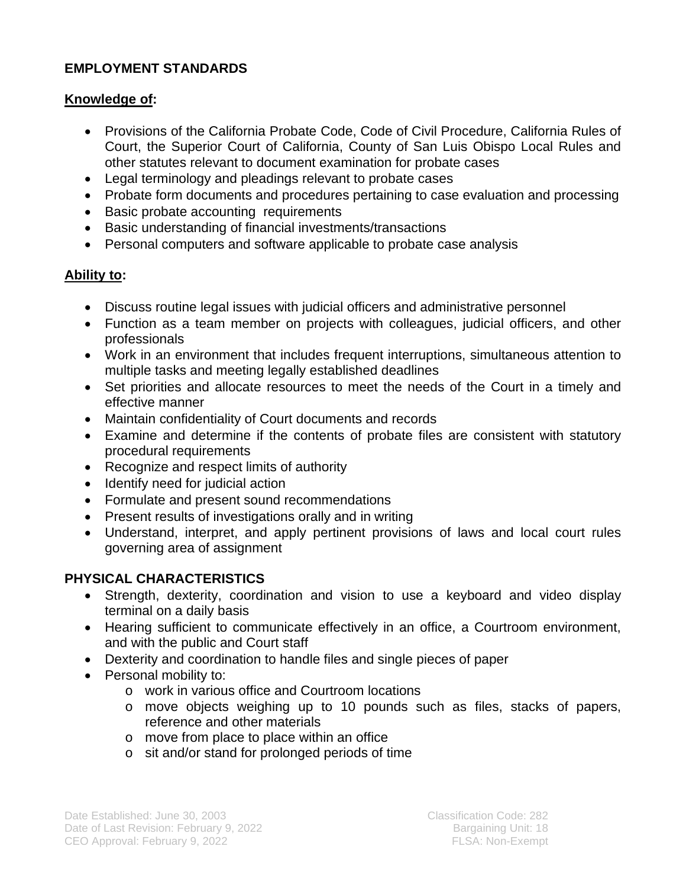## EMPLOYMENT STANDARDS

**Knowledge of:**

- Provisions of the California Probate Code, Code of Civil Procedure, California Rules of Court, the Superior Court of California, County of San Luis Obispo Local Rules and other statutes relevant to document examination for probate cases
- Legal terminology and pleadings relevant to probate cases
- Probate form documents and procedures pertaining to case evaluation and processing
- Basic probate accounting requirements
- Basic understanding of financial investments/transactions
- Personal computers and software applicable to probate case analysis

**Ability to:**

- Discuss routine legal issues with judicial officers and administrative personnel
- Function as a team member on projects with colleagues, judicial officers, and other professionals
- Work in an environment that includes frequent interruptions, simultaneous attention to multiple tasks and meeting legally established deadlines
- Set priorities and allocate resources to meet the needs of the Court in a timely and effective manner
- Maintain confidentiality of Court documents and records
- Examine and determine if the contents of probate files are consistent with statutory procedural requirements
- Recognize and respect limits of authority
- Identify need for judicial action
- Formulate and present sound recommendations
- Present results of investigations orally and in writing
- Understand, interpret, and apply pertinent provisions of laws and local court rules governing area of assignment

## PHYSICAL CHARACTERISTICS

- Strength, dexterity, coordination and vision to use a keyboard and video display terminal on a daily basis
- Hearing sufficient to communicate effectively in an office, a Courtroom environment, and with the public and Court staff
- Dexterity and coordination to handle files and single pieces of paper
- Personal mobility to:
  - work in various office and Courtroom locations
  - move objects weighing up to 10 pounds such as files, stacks of papers, reference and other materials
  - move from place to place within an office
  - sit and/or stand for prolonged periods of time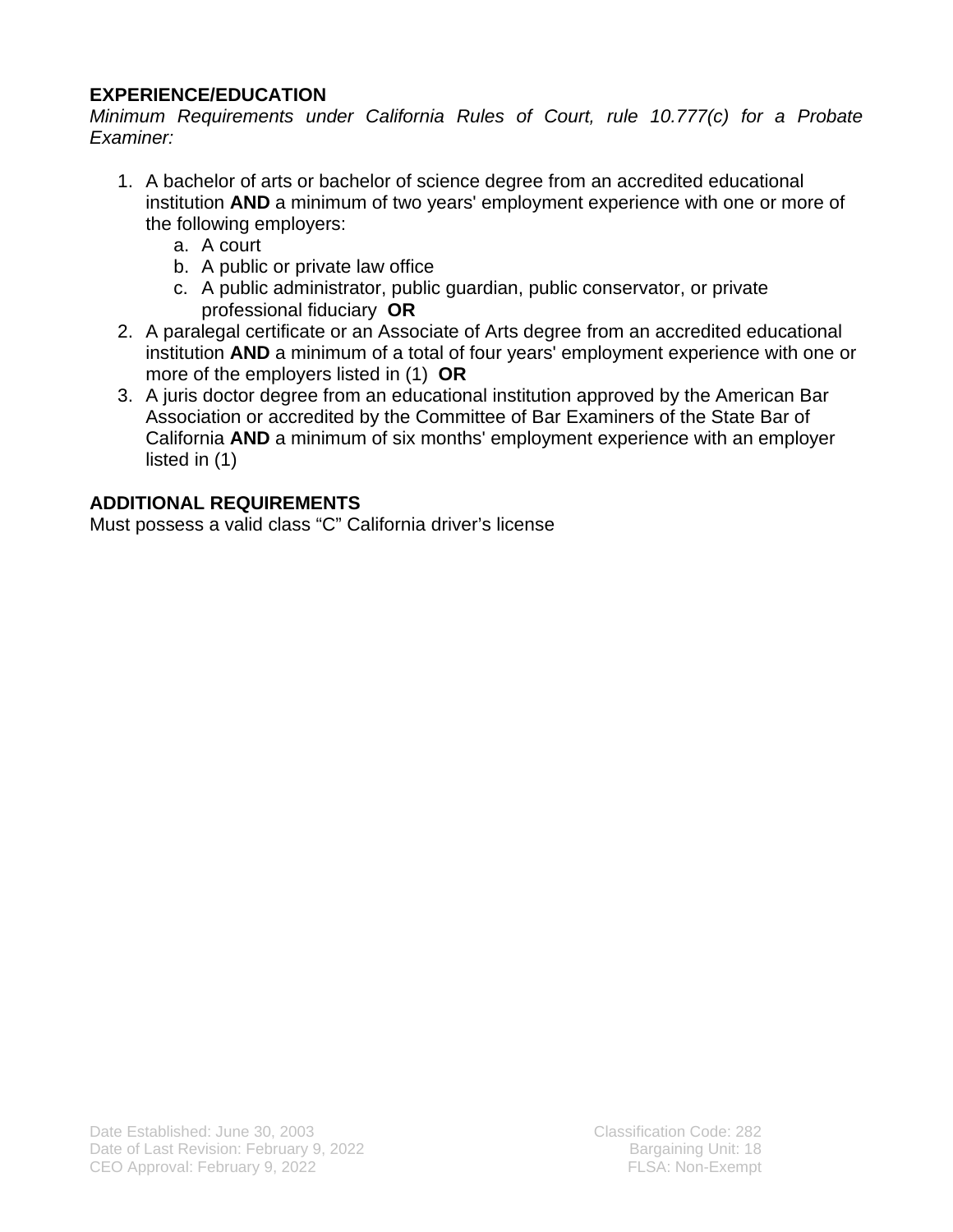**EXPERIENCE/EDUCATION**

*Minimum Requirements under California Rules of Court, rule 10.777(c) for a Probate Examiner:*

1. A bachelor of arts or bachelor of science degree from an accredited educational institution **AND** a minimum of two years' employment experience with one or more of the following employers:
   a. A court
   b. A public or private law office
   c. A public administrator, public guardian, public conservator, or private professional fiduciary **OR**
2. A paralegal certificate or an Associate of Arts degree from an accredited educational institution **AND** a minimum of a total of four years' employment experience with one or more of the employers listed in (1) **OR**
3. A juris doctor degree from an educational institution approved by the American Bar Association or accredited by the Committee of Bar Examiners of the State Bar of California **AND** a minimum of six months' employment experience with an employer listed in (1)

**ADDITIONAL REQUIREMENTS**

Must possess a valid class "C" California driver's license

Date Established: June 30, 2003
Date of Last Revision: February 9, 2022
CEO Approval: February 9, 2022

Classification Code: 282
Bargaining Unit: 18
FLSA: Non-Exempt